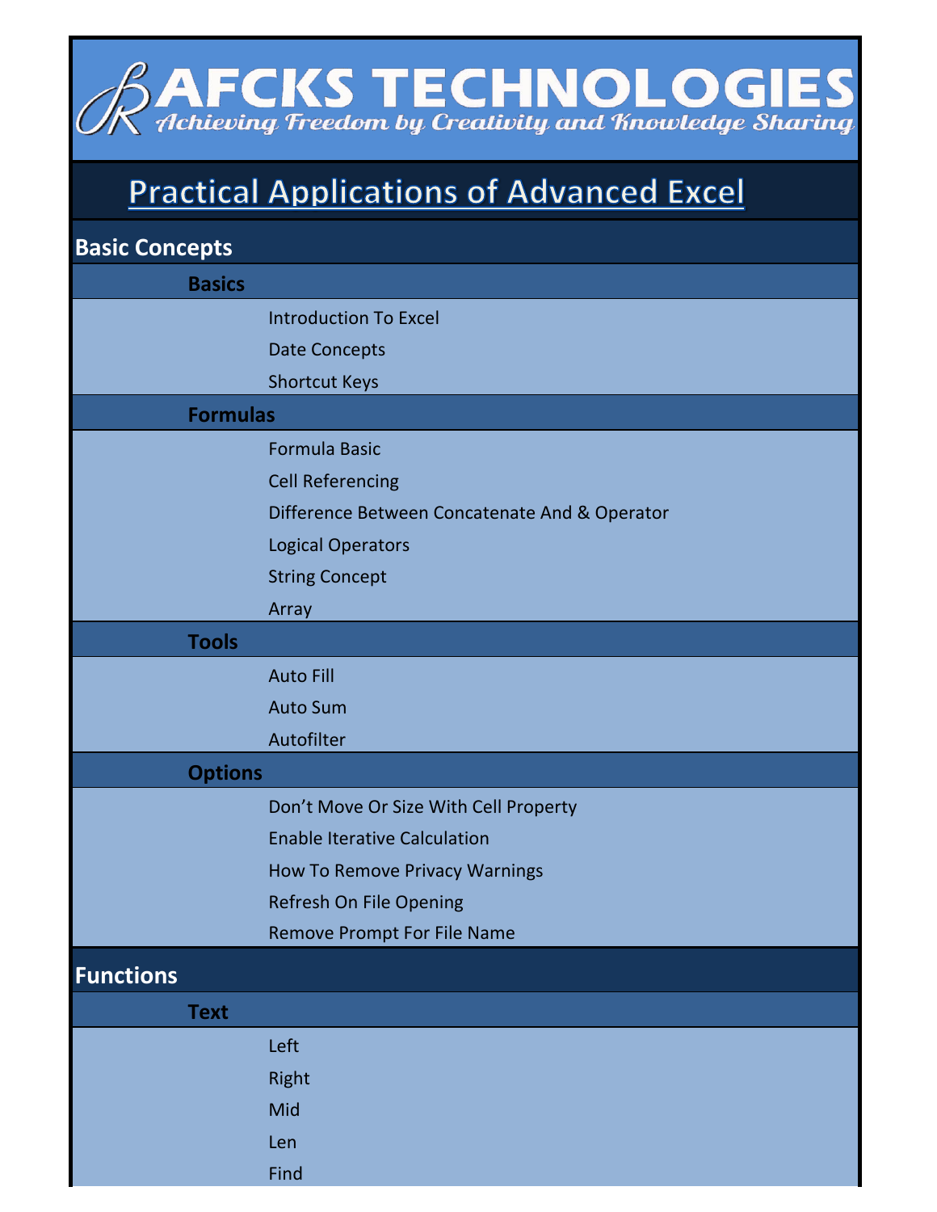# RAFCKS TECHNOLOGIES

*Achieving Freedom by Creativity and Knowledge Sharing*

## Practical Applications of Advanced Excel

## Basic Concepts

### Basics

- Introduction To Excel
- Date Concepts
- Shortcut Keys

### Formulas

- Formula Basic
- Cell Referencing
- Difference Between Concatenate And & Operator
- Logical Operators
- String Concept
- Array

### Tools

- Auto Fill
- Auto Sum
- Autofilter

### Options

- Don’t Move Or Size With Cell Property
- Enable Iterative Calculation
- How To Remove Privacy Warnings
- Refresh On File Opening
- Remove Prompt For File Name

## Functions

### Text

- Left
- Right
- Mid
- Len
- Find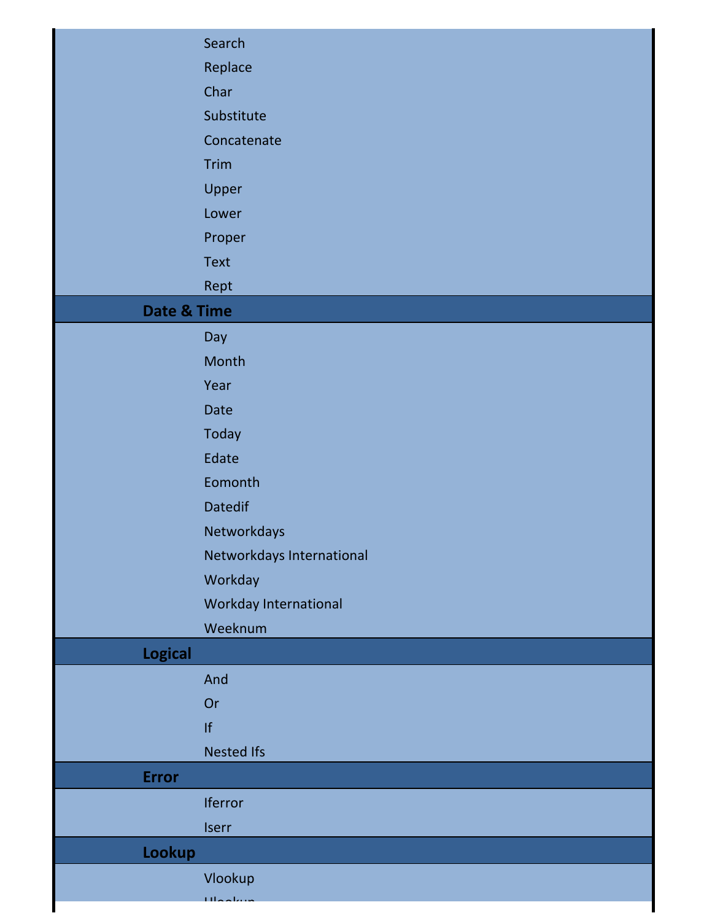- Search
- Replace
- Char
- Substitute
- Concatenate
- Trim
- Upper
- Lower
- Proper
- Text
- Rept

## Date & Time

- Day
- Month
- Year
- Date
- Today
- Edate
- Eomonth
- Datedif
- Networkdays
- Networkdays International
- Workday
- Workday International
- Weeknum

## Logical

- And
- Or
- If
- Nested Ifs

## Error

- Iferror
- Iserr

## Lookup

- Vlookup
- Hlookup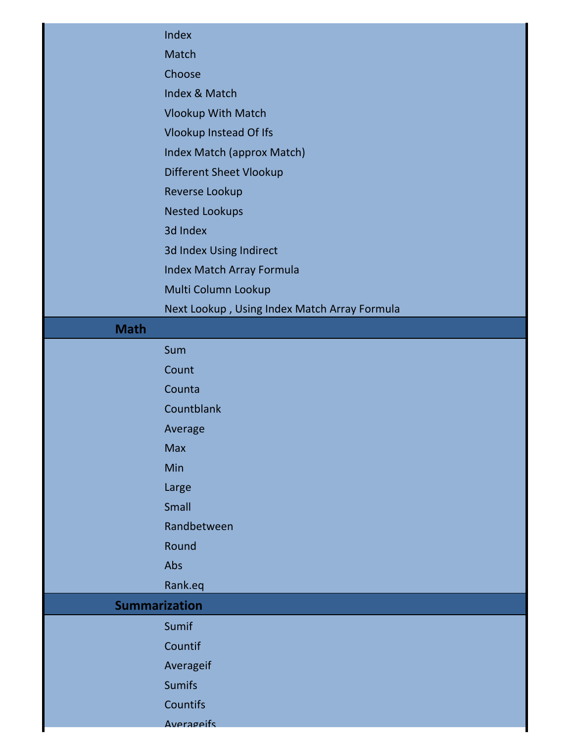- Index
- Match
- Choose
- Index & Match
- Vlookup With Match
- Vlookup Instead Of Ifs
- Index Match (approx Match)
- Different Sheet Vlookup
- Reverse Lookup
- Nested Lookups
- 3d Index
- 3d Index Using Indirect
- Index Match Array Formula
- Multi Column Lookup
- Next Lookup , Using Index Match Array Formula

## Math

- Sum
- Count
- Counta
- Countblank
- Average
- Max
- Min
- Large
- Small
- Randbetween
- Round
- Abs
- Rank.eq

## Summarization

- Sumif
- Countif
- Averageif
- Sumifs
- Countifs
- Averageifs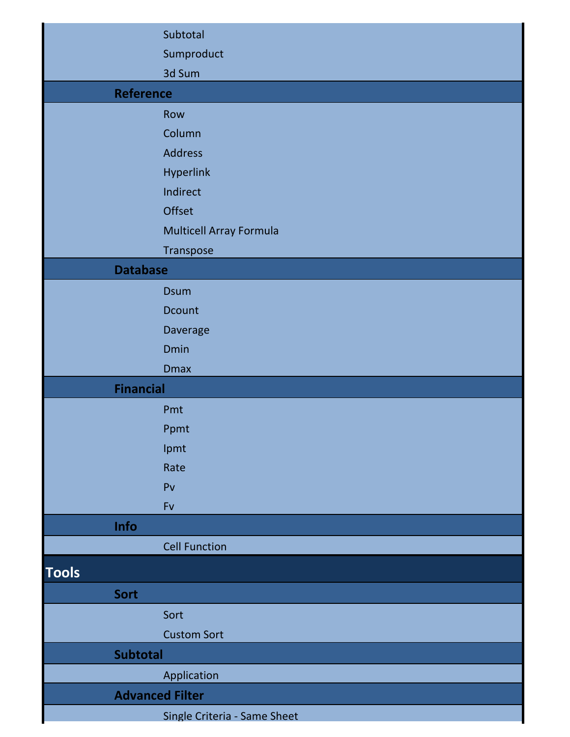- Subtotal
- Sumproduct
- 3d Sum

### Reference

- Row
- Column
- Address
- Hyperlink
- Indirect
- Offset
- Multicell Array Formula
- Transpose

### Database

- Dsum
- Dcount
- Daverage
- Dmin
- Dmax

### Financial

- Pmt
- Ppmt
- Ipmt
- Rate
- Pv
- Fv

### Info

- Cell Function

## Tools

### Sort

- Sort
- Custom Sort

### Subtotal

- Application

### Advanced Filter

- Single Criteria - Same Sheet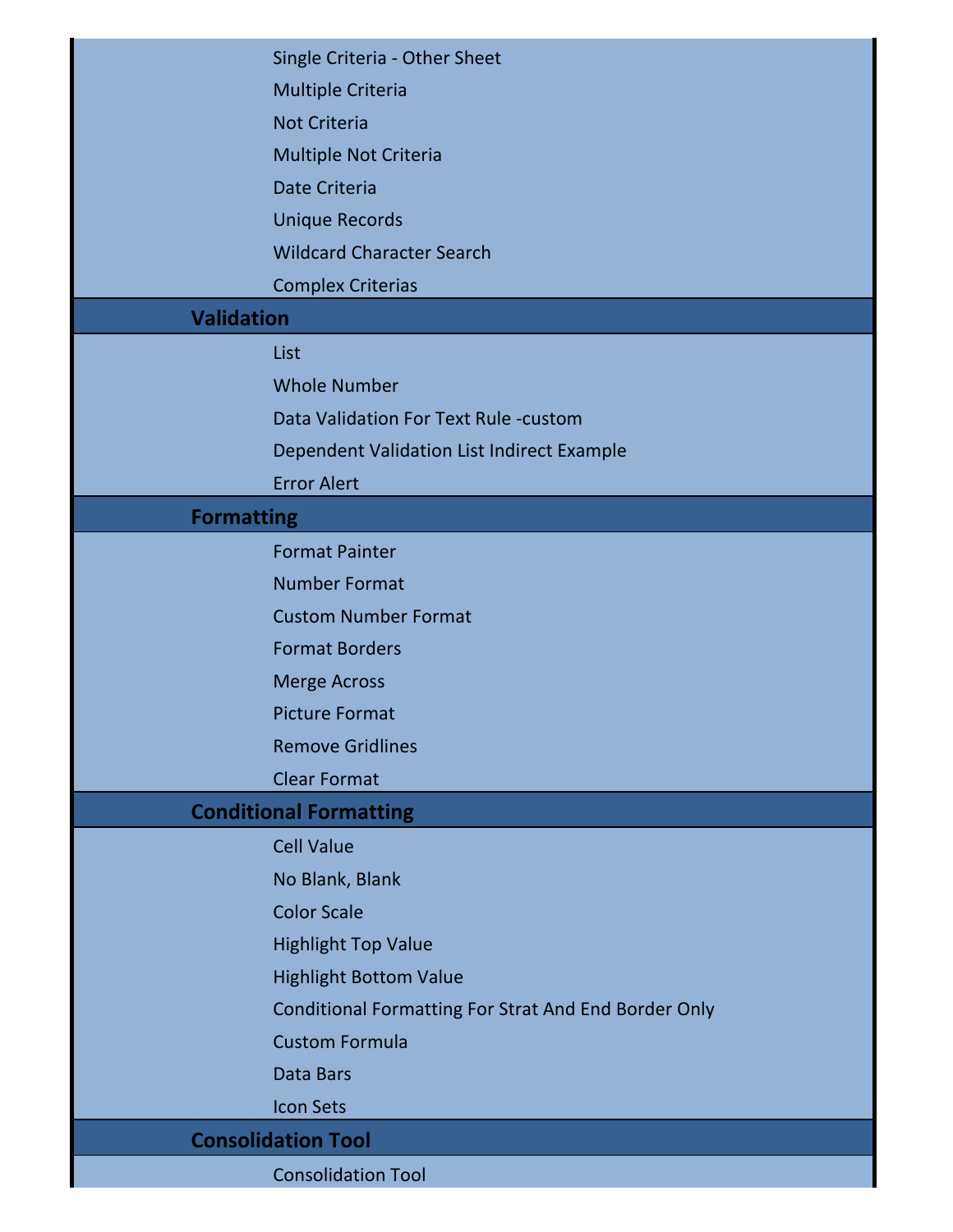- Single Criteria - Other Sheet
- Multiple Criteria
- Not Criteria
- Multiple Not Criteria
- Date Criteria
- Unique Records
- Wildcard Character Search
- Complex Criterias

## Validation

- List
- Whole Number
- Data Validation For Text Rule -custom
- Dependent Validation List Indirect Example
- Error Alert

## Formatting

- Format Painter
- Number Format
- Custom Number Format
- Format Borders
- Merge Across
- Picture Format
- Remove Gridlines
- Clear Format

## Conditional Formatting

- Cell Value
- No Blank, Blank
- Color Scale
- Highlight Top Value
- Highlight Bottom Value
- Conditional Formatting For Strat And End Border Only
- Custom Formula
- Data Bars
- Icon Sets

## Consolidation Tool

- Consolidation Tool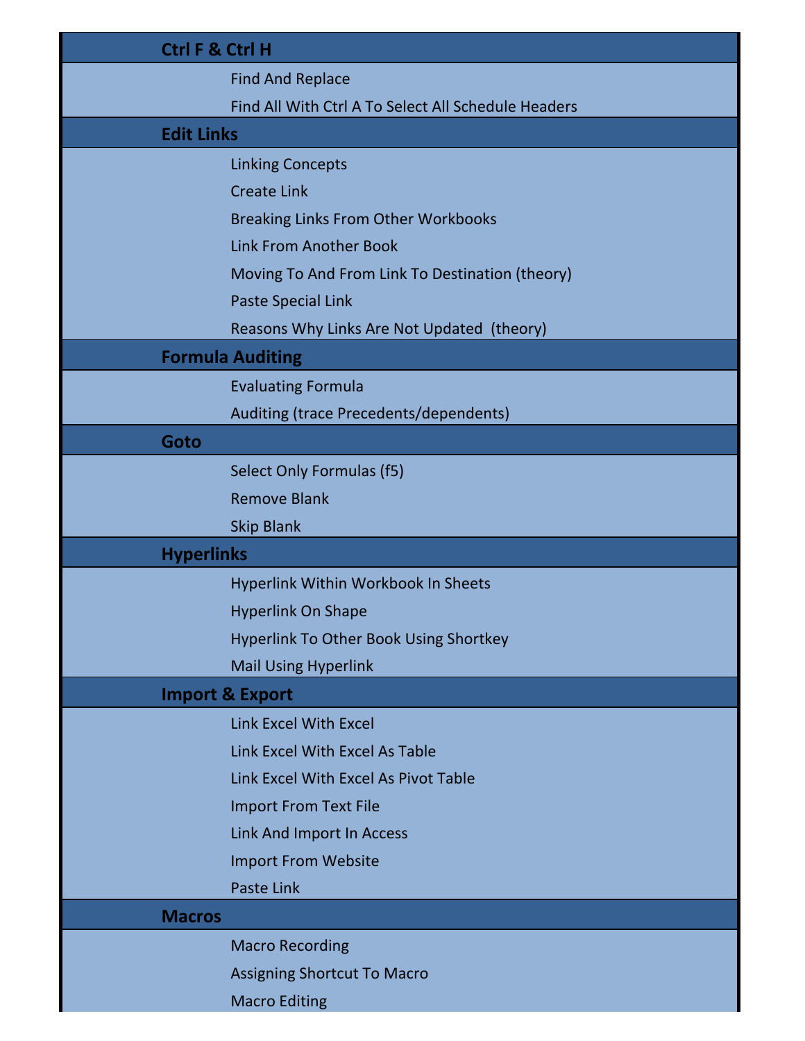## Ctrl F & Ctrl H

- Find And Replace
- Find All With Ctrl A To Select All Schedule Headers

## Edit Links

- Linking Concepts
- Create Link
- Breaking Links From Other Workbooks
- Link From Another Book
- Moving To And From Link To Destination (theory)
- Paste Special Link
- Reasons Why Links Are Not Updated (theory)

## Formula Auditing

- Evaluating Formula
- Auditing (trace Precedents/dependents)

## Goto

- Select Only Formulas (f5)
- Remove Blank
- Skip Blank

## Hyperlinks

- Hyperlink Within Workbook In Sheets
- Hyperlink On Shape
- Hyperlink To Other Book Using Shortkey
- Mail Using Hyperlink

## Import & Export

- Link Excel With Excel
- Link Excel With Excel As Table
- Link Excel With Excel As Pivot Table
- Import From Text File
- Link And Import In Access
- Import From Website
- Paste Link

## Macros

- Macro Recording
- Assigning Shortcut To Macro
- Macro Editing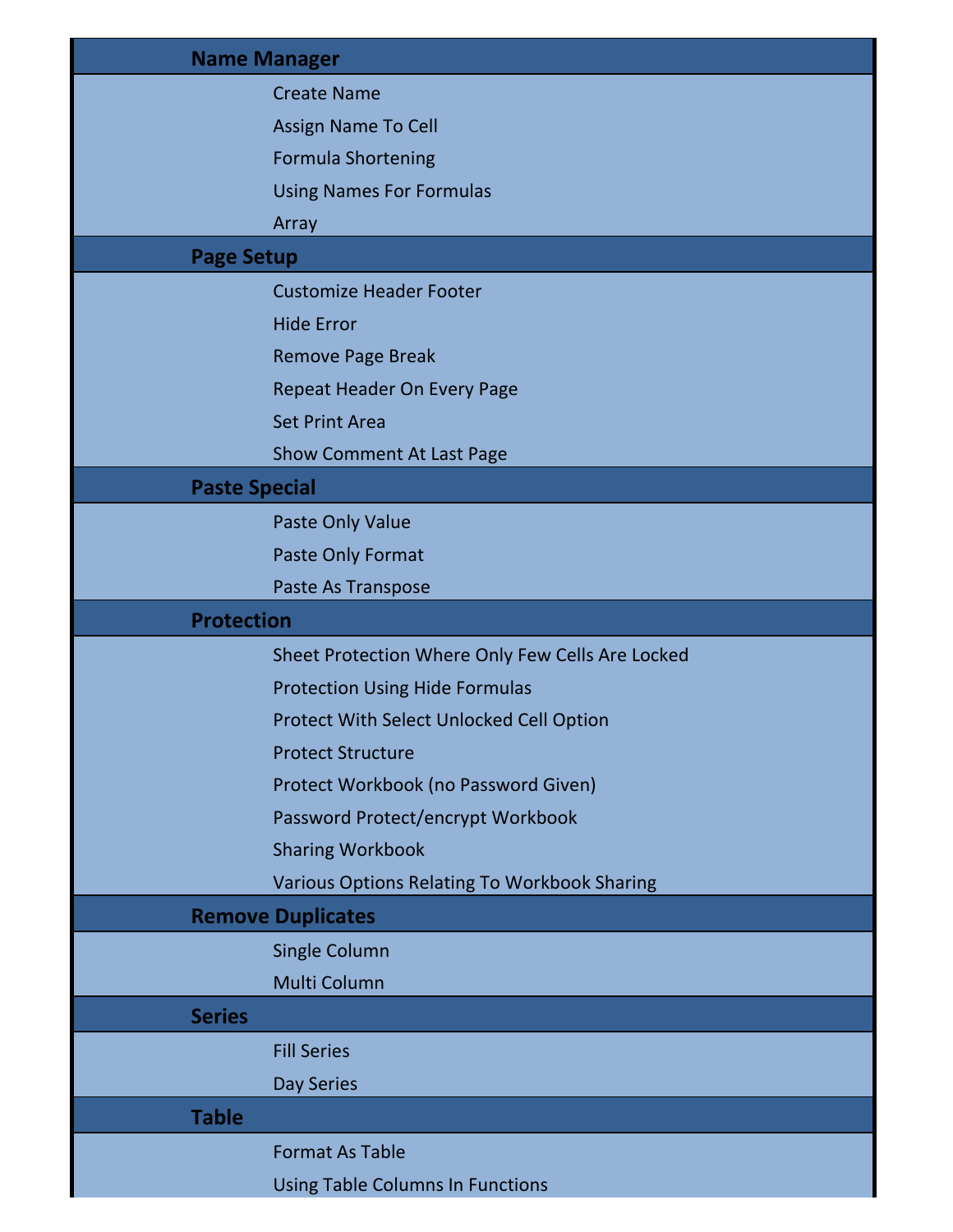## Name Manager

- Create Name
- Assign Name To Cell
- Formula Shortening
- Using Names For Formulas
- Array

## Page Setup

- Customize Header Footer
- Hide Error
- Remove Page Break
- Repeat Header On Every Page
- Set Print Area
- Show Comment At Last Page

## Paste Special

- Paste Only Value
- Paste Only Format
- Paste As Transpose

## Protection

- Sheet Protection Where Only Few Cells Are Locked
- Protection Using Hide Formulas
- Protect With Select Unlocked Cell Option
- Protect Structure
- Protect Workbook (no Password Given)
- Password Protect/encrypt Workbook
- Sharing Workbook
- Various Options Relating To Workbook Sharing

## Remove Duplicates

- Single Column
- Multi Column

## Series

- Fill Series
- Day Series

## Table

- Format As Table
- Using Table Columns In Functions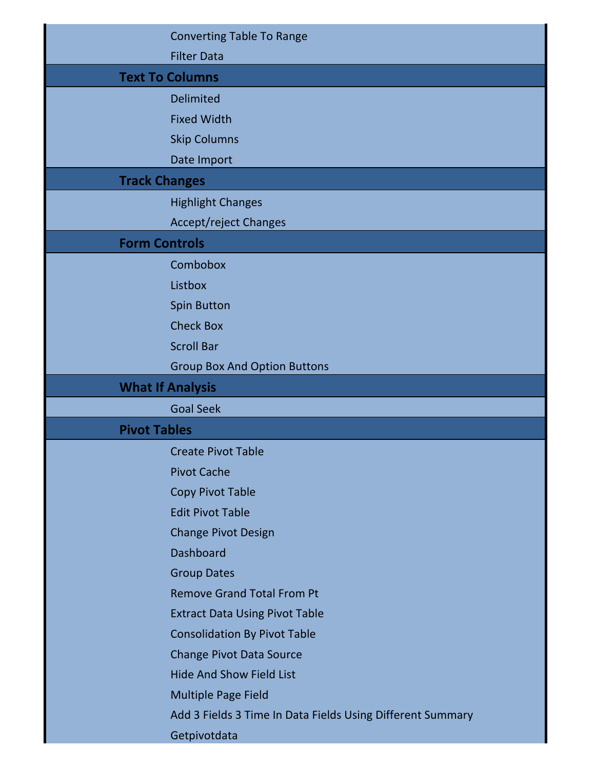- Converting Table To Range
- Filter Data

## Text To Columns

- Delimited
- Fixed Width
- Skip Columns
- Date Import

## Track Changes

- Highlight Changes
- Accept/reject Changes

## Form Controls

- Combobox
- Listbox
- Spin Button
- Check Box
- Scroll Bar
- Group Box And Option Buttons

## What If Analysis

- Goal Seek

## Pivot Tables

- Create Pivot Table
- Pivot Cache
- Copy Pivot Table
- Edit Pivot Table
- Change Pivot Design
- Dashboard
- Group Dates
- Remove Grand Total From Pt
- Extract Data Using Pivot Table
- Consolidation By Pivot Table
- Change Pivot Data Source
- Hide And Show Field List
- Multiple Page Field
- Add 3 Fields 3 Time In Data Fields Using Different Summary
- Getpivotdata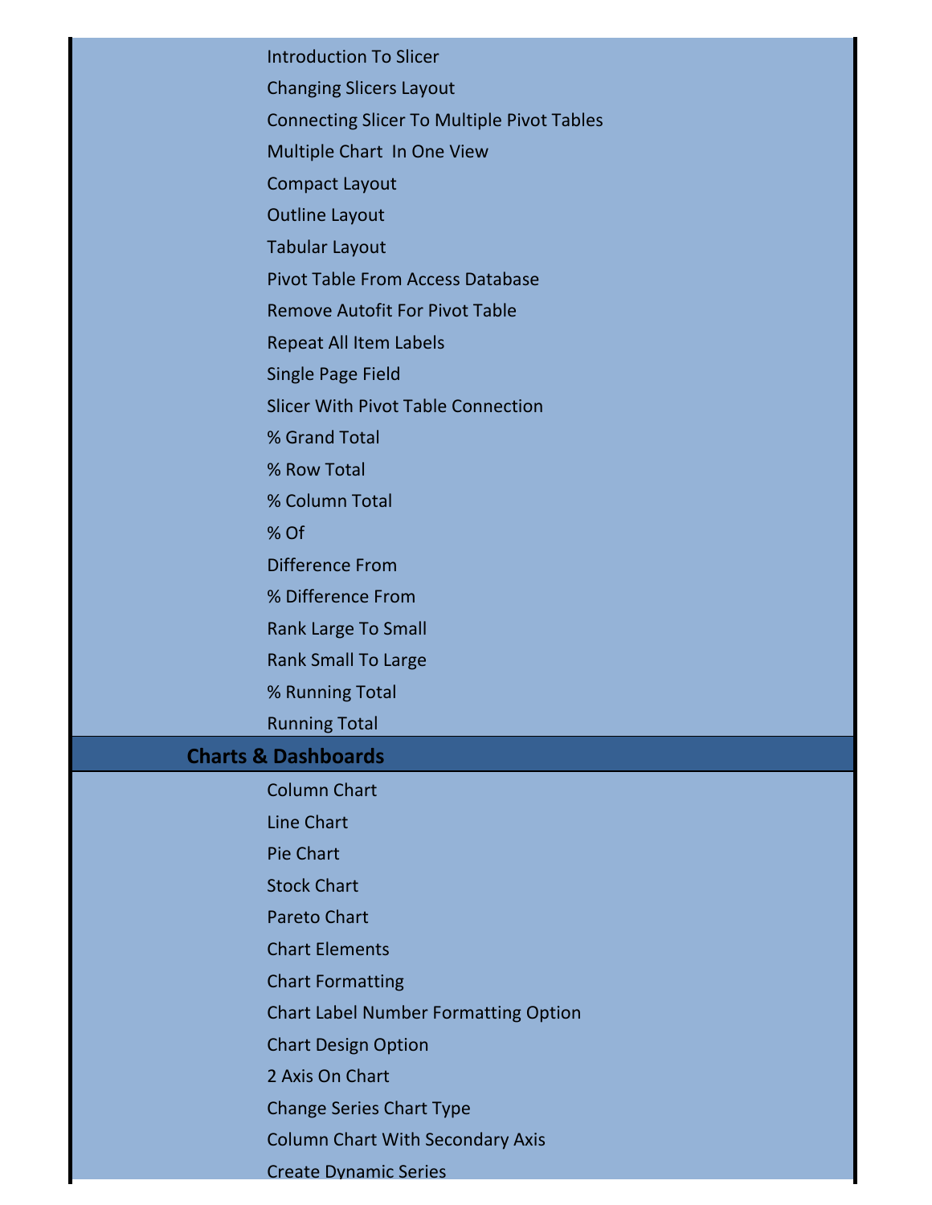- Introduction To Slicer
- Changing Slicers Layout
- Connecting Slicer To Multiple Pivot Tables
- Multiple Chart In One View
- Compact Layout
- Outline Layout
- Tabular Layout
- Pivot Table From Access Database
- Remove Autofit For Pivot Table
- Repeat All Item Labels
- Single Page Field
- Slicer With Pivot Table Connection
- % Grand Total
- % Row Total
- % Column Total
- % Of
- Difference From
- % Difference From
- Rank Large To Small
- Rank Small To Large
- % Running Total
- Running Total

## Charts & Dashboards

- Column Chart
- Line Chart
- Pie Chart
- Stock Chart
- Pareto Chart
- Chart Elements
- Chart Formatting
- Chart Label Number Formatting Option
- Chart Design Option
- 2 Axis On Chart
- Change Series Chart Type
- Column Chart With Secondary Axis
- Create Dynamic Series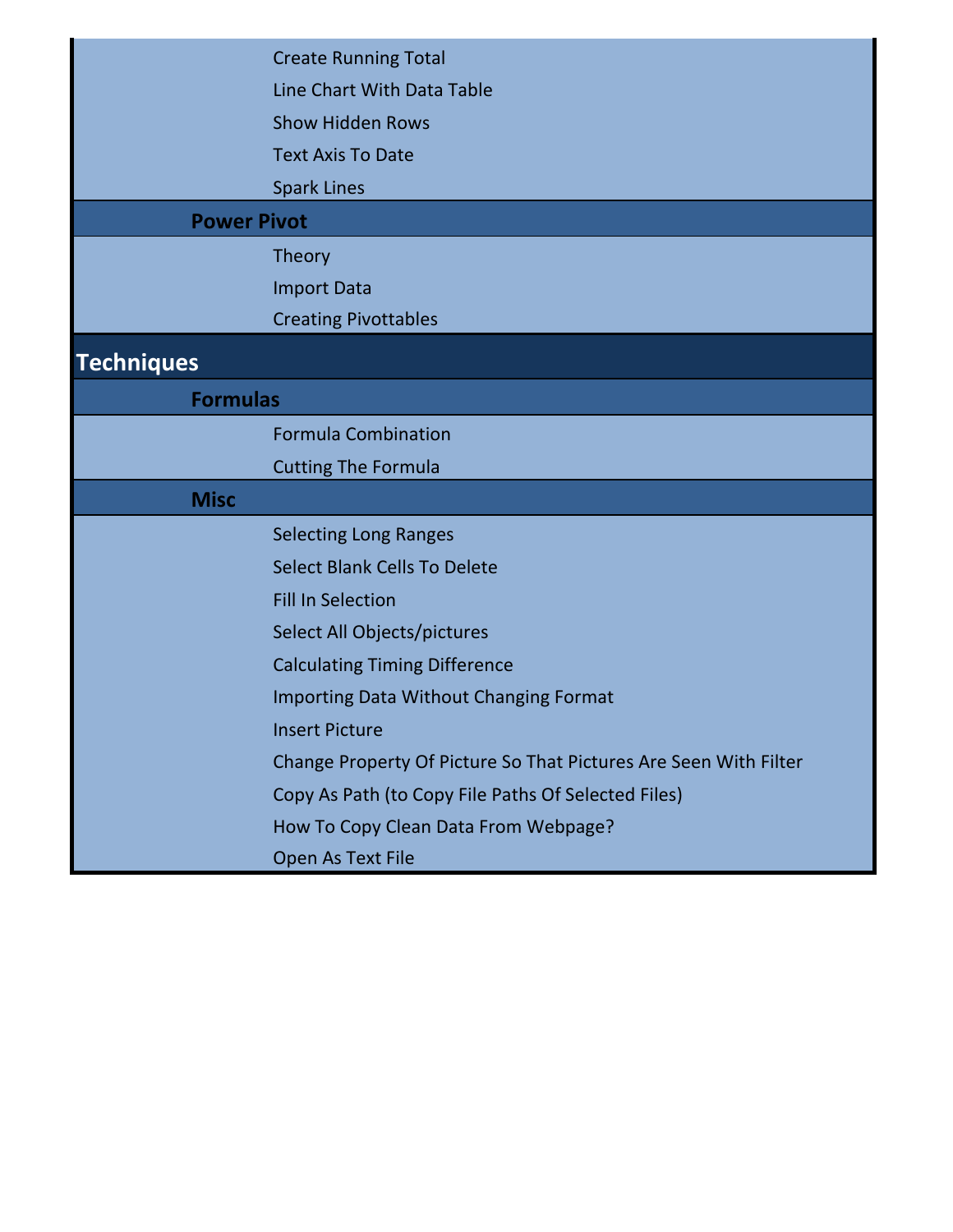- Create Running Total
- Line Chart With Data Table
- Show Hidden Rows
- Text Axis To Date
- Spark Lines

### Power Pivot

- Theory
- Import Data
- Creating Pivottables

## Techniques

### Formulas

- Formula Combination
- Cutting The Formula

### Misc

- Selecting Long Ranges
- Select Blank Cells To Delete
- Fill In Selection
- Select All Objects/pictures
- Calculating Timing Difference
- Importing Data Without Changing Format
- Insert Picture
- Change Property Of Picture So That Pictures Are Seen With Filter
- Copy As Path (to Copy File Paths Of Selected Files)
- How To Copy Clean Data From Webpage?
- Open As Text File